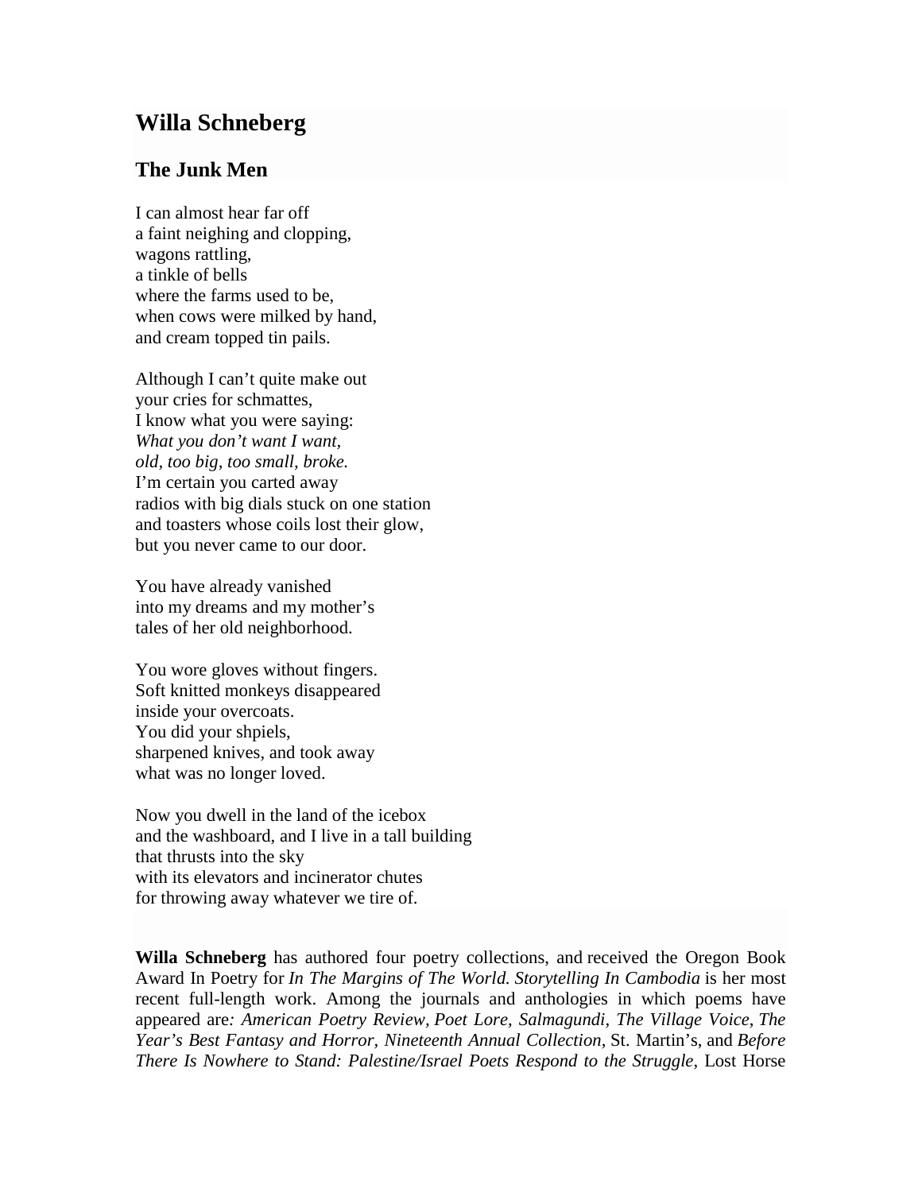# Willa Schneberg

## The Junk Men

I can almost hear far off  
a faint neighing and clopping,  
wagons rattling,  
a tinkle of bells  
where the farms used to be,  
when cows were milked by hand,  
and cream topped tin pails.

Although I can't quite make out  
your cries for schmattes,  
I know what you were saying:  
*What you don't want I want,*  
*old, too big, too small, broke.*  
I'm certain you carted away  
radios with big dials stuck on one station  
and toasters whose coils lost their glow,  
but you never came to our door.

You have already vanished  
into my dreams and my mother's  
tales of her old neighborhood.

You wore gloves without fingers.  
Soft knitted monkeys disappeared  
inside your overcoats.  
You did your shpiels,  
sharpened knives, and took away  
what was no longer loved.

Now you dwell in the land of the icebox  
and the washboard, and I live in a tall building  
that thrusts into the sky  
with its elevators and incinerator chutes  
for throwing away whatever we tire of.

**Willa Schneberg** has authored four poetry collections, and received the Oregon Book Award In Poetry for *In The Margins of The World. Storytelling In Cambodia* is her most recent full-length work. Among the journals and anthologies in which poems have appeared are*: American Poetry Review, Poet Lore, Salmagundi, The Village Voice*, *The Year's Best Fantasy and Horror, Nineteenth Annual Collection*, St. Martin's, and *Before There Is Nowhere to Stand: Palestine/Israel Poets Respond to the Struggle*, Lost Horse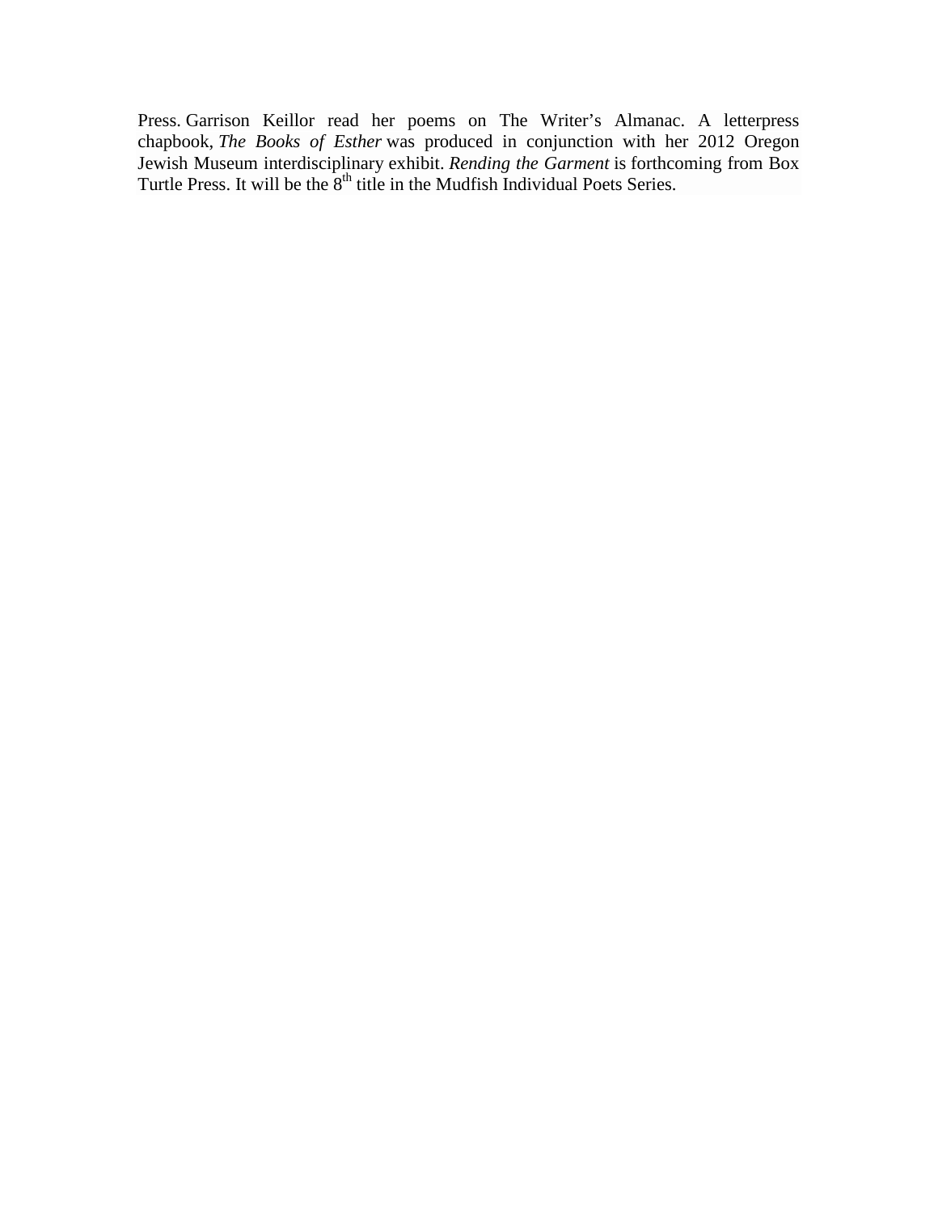Press. Garrison Keillor read her poems on The Writer's Almanac. A letterpress chapbook, *The Books of Esther* was produced in conjunction with her 2012 Oregon Jewish Museum interdisciplinary exhibit. *Rending the Garment* is forthcoming from Box Turtle Press. It will be the 8th title in the Mudfish Individual Poets Series.